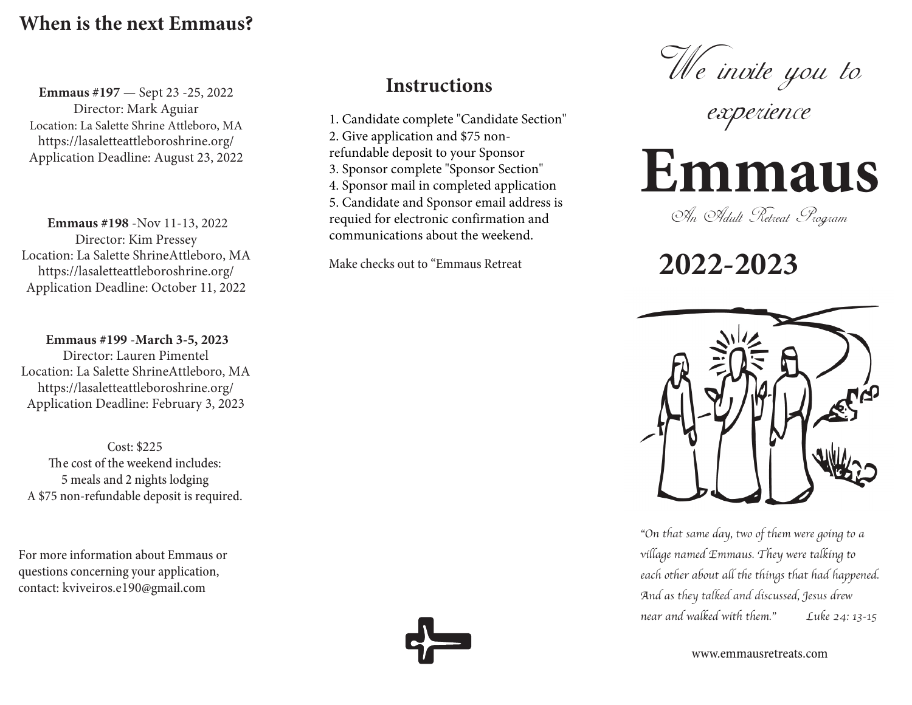## When is the next Emmaus?

**Emmaus #197** — Sept 23 -25, 2022
Director: Mark Aguiar
Location: La Salette Shrine Attleboro, MA
https://lasaletteattleboroshrine.org/
Application Deadline: August 23, 2022

**Emmaus #198** -Nov 11-13, 2022
Director: Kim Pressey
Location: La Salette ShrineAttleboro, MA
https://lasaletteattleboroshrine.org/
Application Deadline: October 11, 2022

**Emmaus #199** -**March 3-5, 2023**
Director: Lauren Pimentel
Location: La Salette ShrineAttleboro, MA
https://lasaletteattleboroshrine.org/
Application Deadline: February 3, 2023

Cost: $225
The cost of the weekend includes:
5 meals and 2 nights lodging
A $75 non-refundable deposit is required.

For more information about Emmaus or questions concerning your application, contact: kviveiros.e190@gmail.com

## Instructions

1. Candidate complete "Candidate Section"
2. Give application and $75 non-refundable deposit to your Sponsor
3. Sponsor complete "Sponsor Section"
4. Sponsor mail in completed application
5. Candidate and Sponsor email address is requied for electronic confirmation and communications about the weekend.

Make checks out to "Emmaus Retreat

*We invite you to experience*

# Emmaus

*An Adult Retreat Program*

## 2022-2023

*"On that same day, two of them were going to a village named Emmaus. They were talking to each other about all the things that had happened. And as they talked and discussed, Jesus drew near and walked with them." Luke 24: 13-15*

www.emmausretreats.com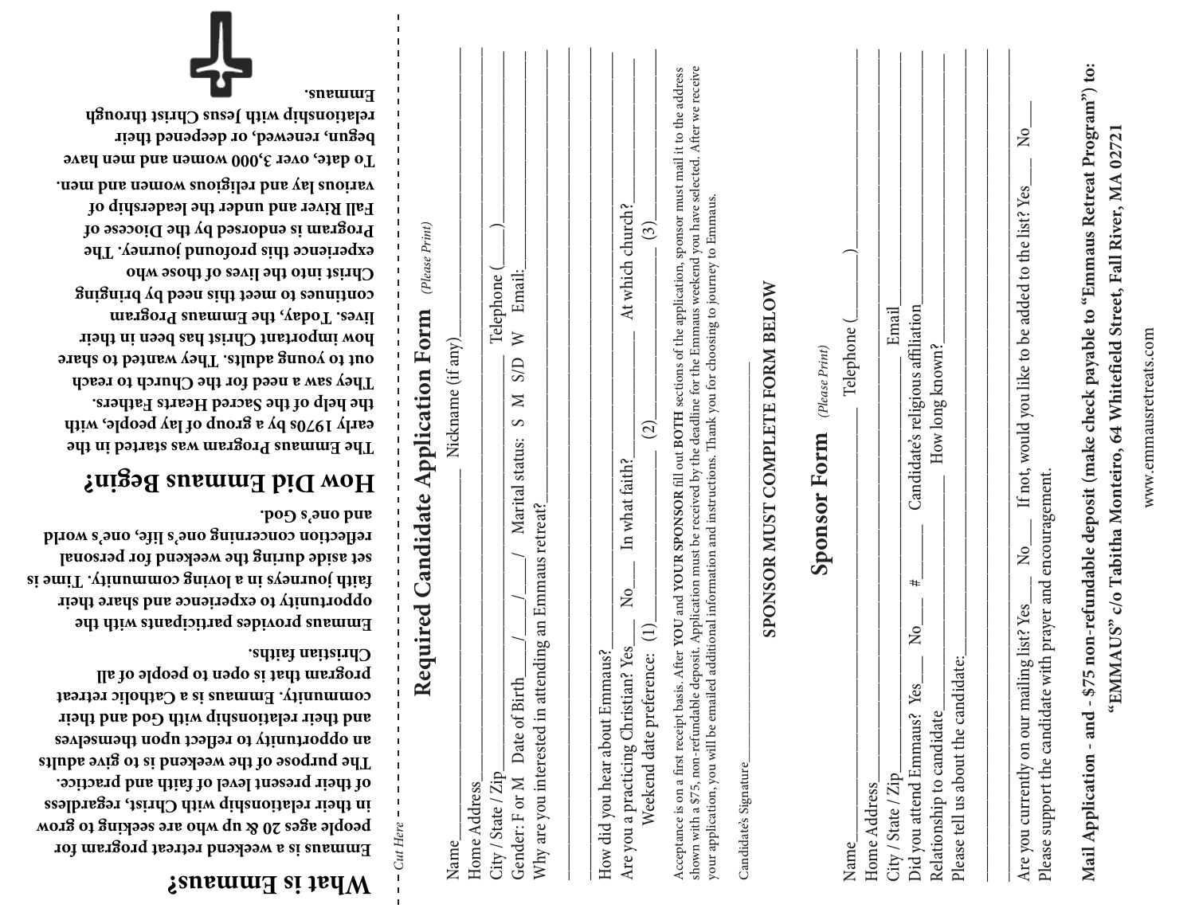## What is Emmaus?

Emmaus is a weekend retreat program for people ages 20 & up who are seeking to grow in their relationship with Christ, regardless of their present level of faith and practice. The purpose of the weekend is to give adults an opportunity to reflect upon themselves and their relationship with God and their community. Emmaus is a Catholic retreat program that is open to people of all Christian faiths.

Emmaus provides participants with the opportunity to experience and share their faith journeys in a loving community. Time is set aside during the weekend for personal reflection concerning one's life, one's world and one's God.

## How Did Emmaus Begin?

The Emmaus Program was started in the early 1970s by a group of lay people, with the help of the Sacred Hearts Fathers. They saw a need for the Church to reach out to young adults. They wanted to share how important Christ has been in their lives. Today, the Emmaus Program continues to meet this need by bringing Christ into the lives of those who experience this profound journey. The Program is endorsed by the Diocese of Fall River and under the leadership of various lay and religious women and men. To date, over 3,000 women and men have begun, renewed, or deepened their relationship with Jesus Christ through Emmaus.

*Cut Here*

---

## Required Candidate Application Form *(Please Print)*

Name\_\_\_\_\_\_\_\_\_\_\_\_\_\_\_\_\_\_\_\_ Nickname (if any)\_\_\_\_\_\_\_\_\_\_

Home Address\_\_\_\_\_\_\_\_\_\_\_\_\_\_\_\_\_\_\_\_

City / State / Zip\_\_\_\_\_\_\_\_\_\_\_\_\_\_\_\_\_\_\_\_ Telephone (\_\_\_\_)\_\_\_\_\_\_\_\_

Gender: F or M Date of Birth\_\_\_\_/\_\_\_\_/\_\_\_\_/ Marital status: S M S/D W Email:\_\_\_\_\_\_\_\_

Why are you interested in attending an Emmaus retreat?\_\_\_\_\_\_\_\_\_\_\_\_\_\_\_\_\_\_\_\_

\_\_\_\_\_\_\_\_\_\_\_\_\_\_\_\_\_\_\_\_

How did you hear about Emmaus?\_\_\_\_\_\_\_\_\_\_\_\_\_\_\_\_\_\_\_\_

Are you a practicing Christian? Yes\_\_\_ No\_\_\_ In what faith?\_\_\_\_\_\_\_\_ At which church?\_\_\_\_\_\_\_\_

Weekend date preference: (1)\_\_\_\_\_\_\_\_ (2)\_\_\_\_\_\_\_\_ (3)\_\_\_\_\_\_\_\_

Acceptance is on a first receipt basis. After **YOU** and **YOUR SPONSOR** fill out **BOTH** sections of the application, sponsor must mail it to the address shown with a $75, non-refundable deposit. Application must be received by the deadline for the Emmaus weekend you have selected. After we receive your application, you will be emailed additional information and instructions. Thank you for choosing to journey to Emmaus.

Candidate's Signature\_\_\_\_\_\_\_\_\_\_\_\_\_\_\_\_\_\_\_\_

**SPONSOR MUST COMPLETE FORM BELOW**

## Sponsor Form *(Please Print)*

Name\_\_\_\_\_\_\_\_\_\_\_\_\_\_\_\_\_\_\_\_ Telephone (\_\_\_\_)\_\_\_\_\_\_\_\_

Home Address\_\_\_\_\_\_\_\_\_\_\_\_\_\_\_\_\_\_\_\_

City / State / Zip\_\_\_\_\_\_\_\_\_\_\_\_\_\_\_\_\_\_\_\_ Email\_\_\_\_\_\_\_\_

Did you attend Emmaus? Yes\_\_\_ No\_\_\_ #\_\_\_\_ Candidate's religious affiliation\_\_\_\_\_\_\_\_

Relationship to candidate\_\_\_\_\_\_\_\_ How long known?\_\_\_\_\_\_\_\_

Please tell us about the candidate:\_\_\_\_\_\_\_\_\_\_\_\_\_\_\_\_\_\_\_\_

\_\_\_\_\_\_\_\_\_\_\_\_\_\_\_\_\_\_\_\_

Are you currently on our mailing list? Yes\_\_\_ No\_\_\_ If not, would you like to be added to the list? Yes\_\_\_ No\_\_\_

Please support the candidate with prayer and encouragement.

**Mail Application - and - $75 non-refundable deposit (make check payable to "Emmaus Retreat Program") to:**

**"EMMAUS" c/o Tabitha Monteiro, 64 Whitefield Street, Fall River, MA 02721**

www.emmausretreats.com